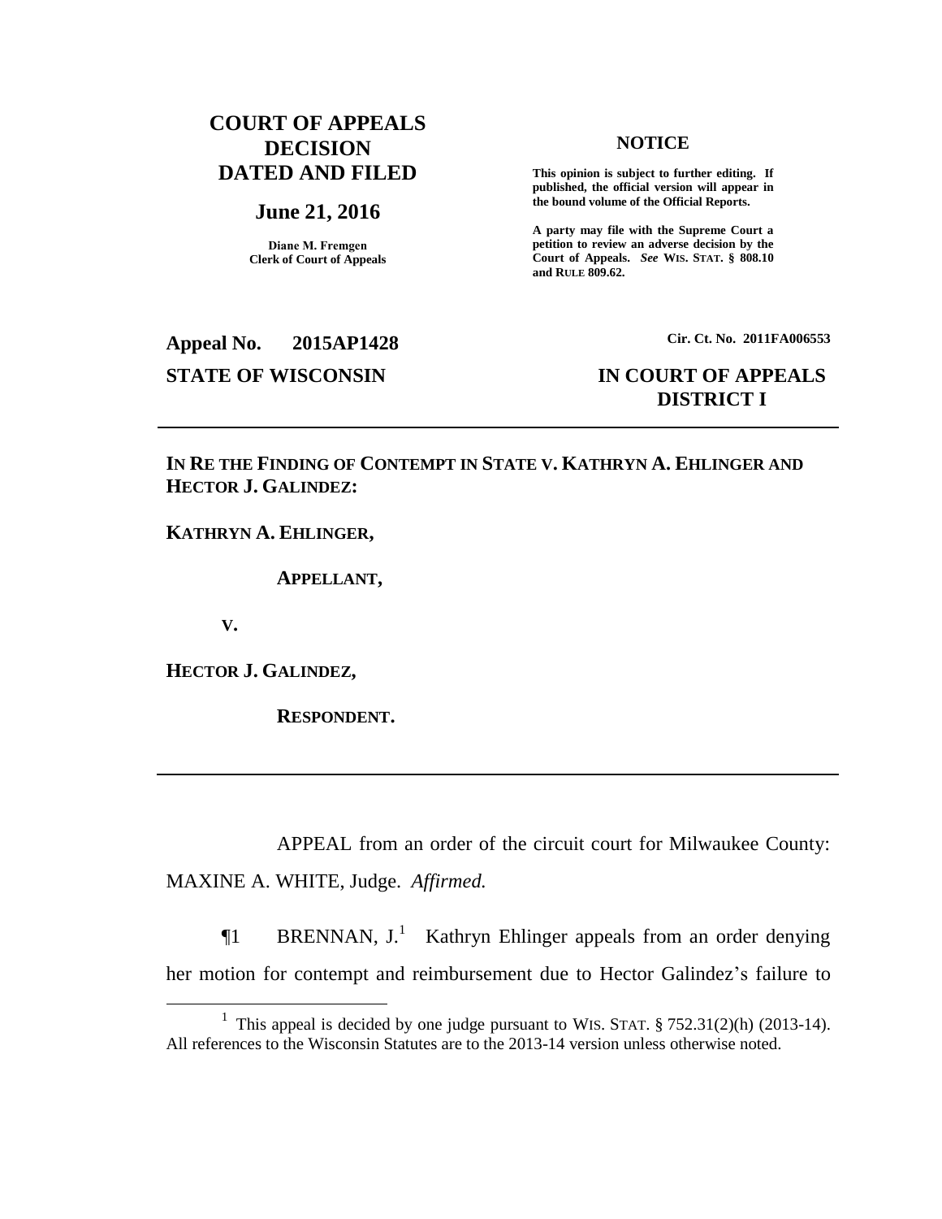**COURT OF APPEALS DECISION DATED AND FILED**

**June 21, 2016**

**Diane M. Fremgen**
**Clerk of Court of Appeals**

**NOTICE**

**This opinion is subject to further editing. If published, the official version will appear in the bound volume of the Official Reports.**

**A party may file with the Supreme Court a petition to review an adverse decision by the Court of Appeals. *See* WIS. STAT. § 808.10 and RULE 809.62.**

**Appeal No. 2015AP1428**

**Cir. Ct. No. 2011FA006553**

**STATE OF WISCONSIN**

**IN COURT OF APPEALS**
**DISTRICT I**

---

**IN RE THE FINDING OF CONTEMPT IN STATE V. KATHRYN A. EHLINGER AND HECTOR J. GALINDEZ:**

**KATHRYN A. EHLINGER,**

**APPELLANT,**

**V.**

**HECTOR J. GALINDEZ,**

**RESPONDENT.**

---

APPEAL from an order of the circuit court for Milwaukee County: MAXINE A. WHITE, Judge. *Affirmed.*

¶1 BRENNAN, J.[1] Kathryn Ehlinger appeals from an order denying her motion for contempt and reimbursement due to Hector Galindez's failure to

[1] This appeal is decided by one judge pursuant to WIS. STAT. § 752.31(2)(h) (2013-14). All references to the Wisconsin Statutes are to the 2013-14 version unless otherwise noted.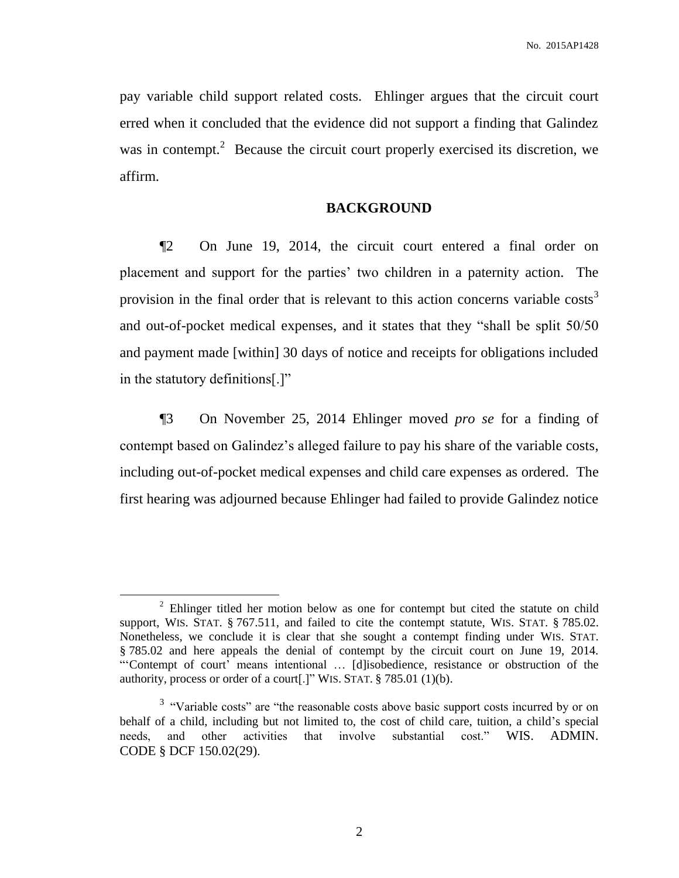pay variable child support related costs. Ehlinger argues that the circuit court erred when it concluded that the evidence did not support a finding that Galindez was in contempt.[2] Because the circuit court properly exercised its discretion, we affirm.

## BACKGROUND

¶2 On June 19, 2014, the circuit court entered a final order on placement and support for the parties' two children in a paternity action. The provision in the final order that is relevant to this action concerns variable costs[3] and out-of-pocket medical expenses, and it states that they "shall be split 50/50 and payment made [within] 30 days of notice and receipts for obligations included in the statutory definitions[.]"

¶3 On November 25, 2014 Ehlinger moved *pro se* for a finding of contempt based on Galindez's alleged failure to pay his share of the variable costs, including out-of-pocket medical expenses and child care expenses as ordered. The first hearing was adjourned because Ehlinger had failed to provide Galindez notice

---

[2] Ehlinger titled her motion below as one for contempt but cited the statute on child support, WIS. STAT. § 767.511, and failed to cite the contempt statute, WIS. STAT. § 785.02. Nonetheless, we conclude it is clear that she sought a contempt finding under WIS. STAT. § 785.02 and here appeals the denial of contempt by the circuit court on June 19, 2014. "'Contempt of court' means intentional … [d]isobedience, resistance or obstruction of the authority, process or order of a court[.]" WIS. STAT. § 785.01 (1)(b).

[3] "Variable costs" are "the reasonable costs above basic support costs incurred by or on behalf of a child, including but not limited to, the cost of child care, tuition, a child's special needs, and other activities that involve substantial cost." WIS. ADMIN. CODE § DCF 150.02(29).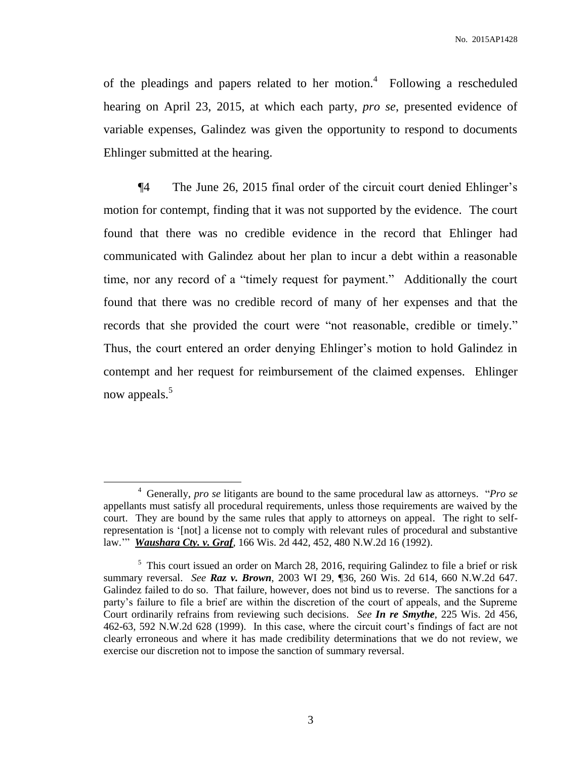of the pleadings and papers related to her motion.[4] Following a rescheduled hearing on April 23, 2015, at which each party, *pro se*, presented evidence of variable expenses, Galindez was given the opportunity to respond to documents Ehlinger submitted at the hearing.

¶4 The June 26, 2015 final order of the circuit court denied Ehlinger's motion for contempt, finding that it was not supported by the evidence. The court found that there was no credible evidence in the record that Ehlinger had communicated with Galindez about her plan to incur a debt within a reasonable time, nor any record of a "timely request for payment." Additionally the court found that there was no credible record of many of her expenses and that the records that she provided the court were "not reasonable, credible or timely." Thus, the court entered an order denying Ehlinger's motion to hold Galindez in contempt and her request for reimbursement of the claimed expenses. Ehlinger now appeals.[5]

---

[4] Generally, *pro se* litigants are bound to the same procedural law as attorneys. "*Pro se* appellants must satisfy all procedural requirements, unless those requirements are waived by the court. They are bound by the same rules that apply to attorneys on appeal. The right to self-representation is '[not] a license not to comply with relevant rules of procedural and substantive law.'" ***Waushara Cty. v. Graf***, 166 Wis. 2d 442, 452, 480 N.W.2d 16 (1992).

[5] This court issued an order on March 28, 2016, requiring Galindez to file a brief or risk summary reversal. *See* ***Raz v. Brown***, 2003 WI 29, ¶36, 260 Wis. 2d 614, 660 N.W.2d 647. Galindez failed to do so. That failure, however, does not bind us to reverse. The sanctions for a party's failure to file a brief are within the discretion of the court of appeals, and the Supreme Court ordinarily refrains from reviewing such decisions. *See* ***In re Smythe***, 225 Wis. 2d 456, 462-63, 592 N.W.2d 628 (1999). In this case, where the circuit court's findings of fact are not clearly erroneous and where it has made credibility determinations that we do not review, we exercise our discretion not to impose the sanction of summary reversal.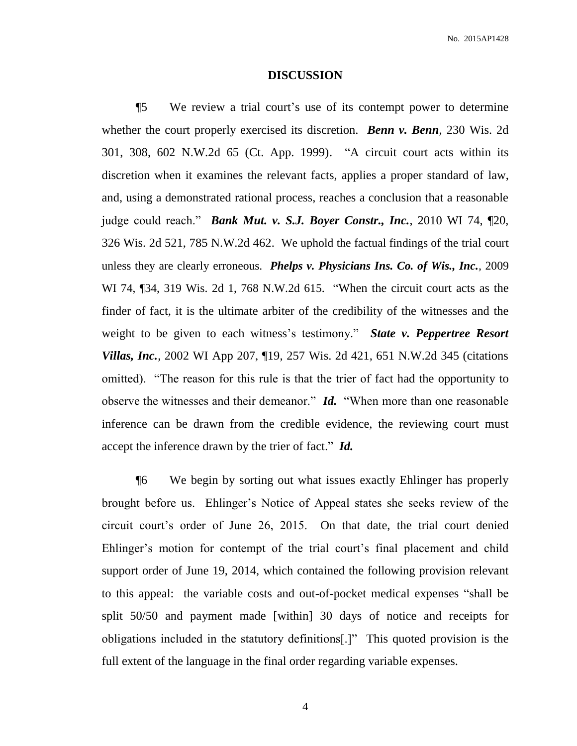## DISCUSSION

¶5 We review a trial court's use of its contempt power to determine whether the court properly exercised its discretion. ***Benn v. Benn***, 230 Wis. 2d 301, 308, 602 N.W.2d 65 (Ct. App. 1999). "A circuit court acts within its discretion when it examines the relevant facts, applies a proper standard of law, and, using a demonstrated rational process, reaches a conclusion that a reasonable judge could reach." ***Bank Mut. v. S.J. Boyer Constr., Inc.***, 2010 WI 74, ¶20, 326 Wis. 2d 521, 785 N.W.2d 462. We uphold the factual findings of the trial court unless they are clearly erroneous. ***Phelps v. Physicians Ins. Co. of Wis., Inc.***, 2009 WI 74, ¶34, 319 Wis. 2d 1, 768 N.W.2d 615. "When the circuit court acts as the finder of fact, it is the ultimate arbiter of the credibility of the witnesses and the weight to be given to each witness's testimony." ***State v. Peppertree Resort Villas, Inc.***, 2002 WI App 207, ¶19, 257 Wis. 2d 421, 651 N.W.2d 345 (citations omitted). "The reason for this rule is that the trier of fact had the opportunity to observe the witnesses and their demeanor." ***Id.*** "When more than one reasonable inference can be drawn from the credible evidence, the reviewing court must accept the inference drawn by the trier of fact." ***Id.***

¶6 We begin by sorting out what issues exactly Ehlinger has properly brought before us. Ehlinger's Notice of Appeal states she seeks review of the circuit court's order of June 26, 2015. On that date, the trial court denied Ehlinger's motion for contempt of the trial court's final placement and child support order of June 19, 2014, which contained the following provision relevant to this appeal: the variable costs and out-of-pocket medical expenses "shall be split 50/50 and payment made [within] 30 days of notice and receipts for obligations included in the statutory definitions[.]" This quoted provision is the full extent of the language in the final order regarding variable expenses.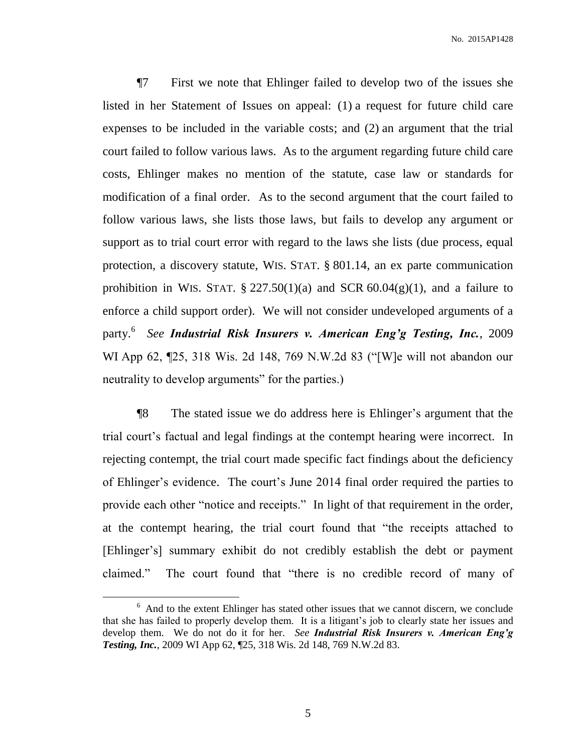¶7 First we note that Ehlinger failed to develop two of the issues she listed in her Statement of Issues on appeal: (1) a request for future child care expenses to be included in the variable costs; and (2) an argument that the trial court failed to follow various laws. As to the argument regarding future child care costs, Ehlinger makes no mention of the statute, case law or standards for modification of a final order. As to the second argument that the court failed to follow various laws, she lists those laws, but fails to develop any argument or support as to trial court error with regard to the laws she lists (due process, equal protection, a discovery statute, WIS. STAT. § 801.14, an ex parte communication prohibition in WIS. STAT. § 227.50(1)(a) and SCR 60.04(g)(1), and a failure to enforce a child support order). We will not consider undeveloped arguments of a party.[6] *See* ***Industrial Risk Insurers v. American Eng'g Testing, Inc.***, 2009 WI App 62, ¶25, 318 Wis. 2d 148, 769 N.W.2d 83 ("[W]e will not abandon our neutrality to develop arguments" for the parties.)

¶8 The stated issue we do address here is Ehlinger's argument that the trial court's factual and legal findings at the contempt hearing were incorrect. In rejecting contempt, the trial court made specific fact findings about the deficiency of Ehlinger's evidence. The court's June 2014 final order required the parties to provide each other "notice and receipts." In light of that requirement in the order, at the contempt hearing, the trial court found that "the receipts attached to [Ehlinger's] summary exhibit do not credibly establish the debt or payment claimed." The court found that "there is no credible record of many of

---

[6] And to the extent Ehlinger has stated other issues that we cannot discern, we conclude that she has failed to properly develop them. It is a litigant's job to clearly state her issues and develop them. We do not do it for her. *See* ***Industrial Risk Insurers v. American Eng'g Testing, Inc.***, 2009 WI App 62, ¶25, 318 Wis. 2d 148, 769 N.W.2d 83.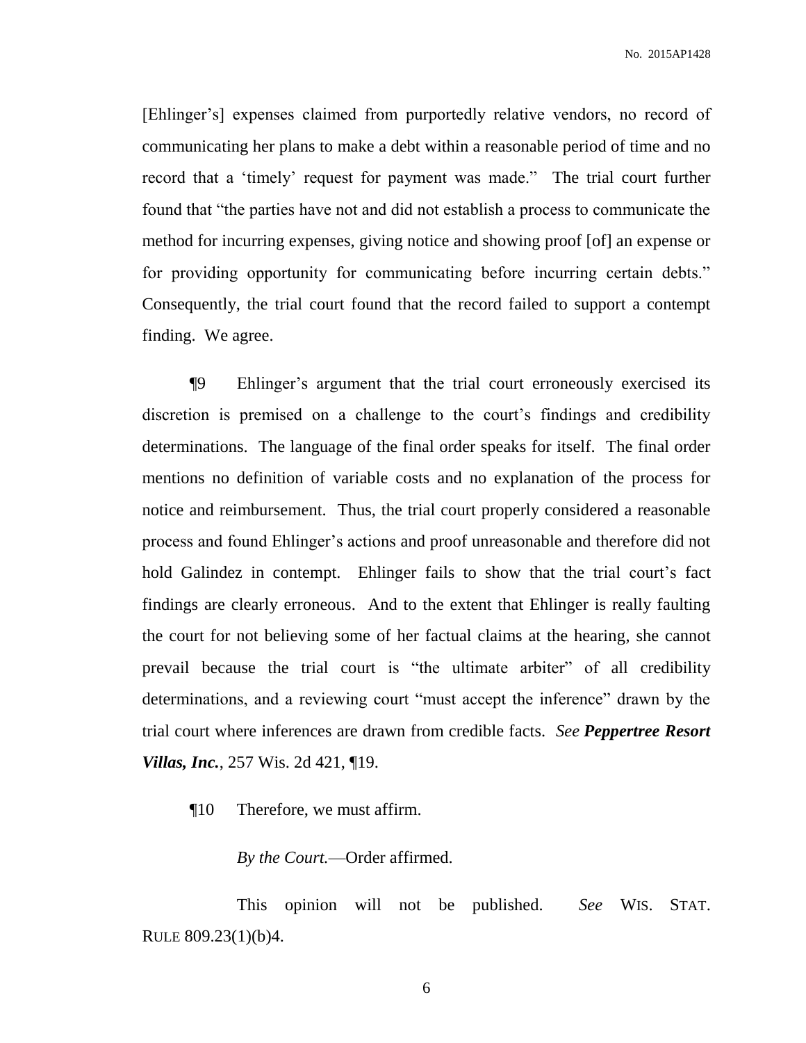[Ehlinger's] expenses claimed from purportedly relative vendors, no record of communicating her plans to make a debt within a reasonable period of time and no record that a 'timely' request for payment was made." The trial court further found that "the parties have not and did not establish a process to communicate the method for incurring expenses, giving notice and showing proof [of] an expense or for providing opportunity for communicating before incurring certain debts." Consequently, the trial court found that the record failed to support a contempt finding. We agree.

¶9 Ehlinger's argument that the trial court erroneously exercised its discretion is premised on a challenge to the court's findings and credibility determinations. The language of the final order speaks for itself. The final order mentions no definition of variable costs and no explanation of the process for notice and reimbursement. Thus, the trial court properly considered a reasonable process and found Ehlinger's actions and proof unreasonable and therefore did not hold Galindez in contempt. Ehlinger fails to show that the trial court's fact findings are clearly erroneous. And to the extent that Ehlinger is really faulting the court for not believing some of her factual claims at the hearing, she cannot prevail because the trial court is "the ultimate arbiter" of all credibility determinations, and a reviewing court "must accept the inference" drawn by the trial court where inferences are drawn from credible facts. *See **Peppertree Resort Villas, Inc.***, 257 Wis. 2d 421, ¶19.

¶10 Therefore, we must affirm.

*By the Court.*—Order affirmed.

This opinion will not be published. *See* WIS. STAT. RULE 809.23(1)(b)4.